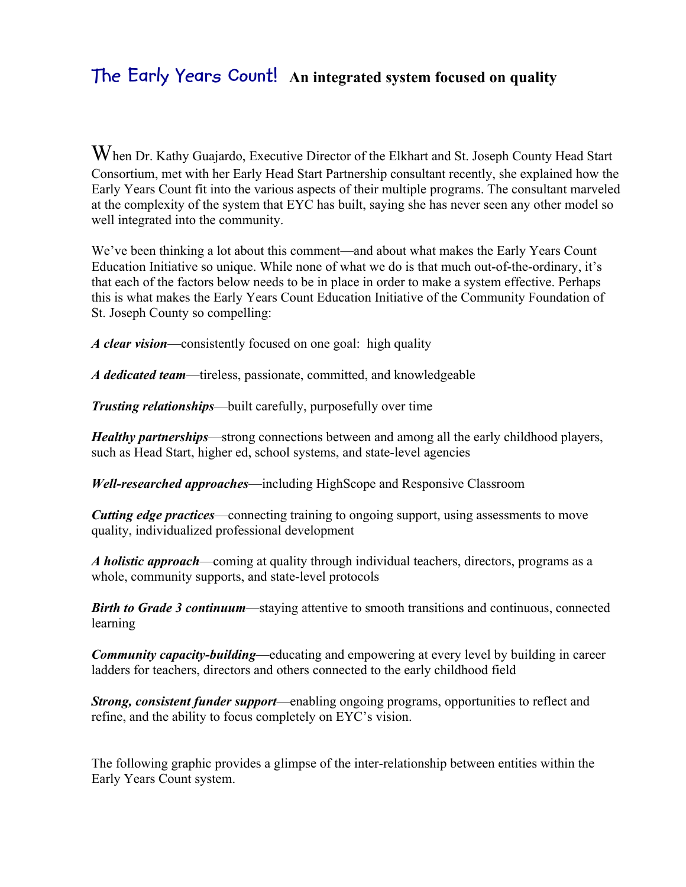# The Early Years Count! An integrated system focused on quality

When Dr. Kathy Guajardo, Executive Director of the Elkhart and St. Joseph County Head Start Consortium, met with her Early Head Start Partnership consultant recently, she explained how the Early Years Count fit into the various aspects of their multiple programs. The consultant marveled at the complexity of the system that EYC has built, saying she has never seen any other model so well integrated into the community.

We've been thinking a lot about this comment—and about what makes the Early Years Count Education Initiative so unique. While none of what we do is that much out-of-the-ordinary, it's that each of the factors below needs to be in place in order to make a system effective. Perhaps this is what makes the Early Years Count Education Initiative of the Community Foundation of St. Joseph County so compelling:

***A clear vision***—consistently focused on one goal: high quality

***A dedicated team***—tireless, passionate, committed, and knowledgeable

***Trusting relationships***—built carefully, purposefully over time

***Healthy partnerships***—strong connections between and among all the early childhood players, such as Head Start, higher ed, school systems, and state-level agencies

***Well-researched approaches***—including HighScope and Responsive Classroom

***Cutting edge practices***—connecting training to ongoing support, using assessments to move quality, individualized professional development

***A holistic approach***—coming at quality through individual teachers, directors, programs as a whole, community supports, and state-level protocols

***Birth to Grade 3 continuum***—staying attentive to smooth transitions and continuous, connected learning

***Community capacity-building***—educating and empowering at every level by building in career ladders for teachers, directors and others connected to the early childhood field

***Strong, consistent funder support***—enabling ongoing programs, opportunities to reflect and refine, and the ability to focus completely on EYC's vision.

The following graphic provides a glimpse of the inter-relationship between entities within the Early Years Count system.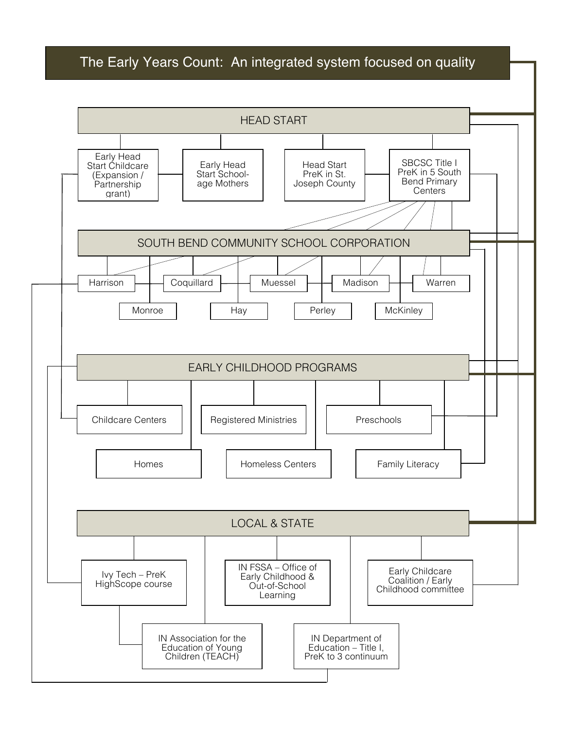# The Early Years Count: An integrated system focused on quality

## HEAD START

- Early Head Start Childcare (Expansion / Partnership grant)
- Early Head Start School-age Mothers
- Head Start PreK in St. Joseph County
- SBCSC Title I PreK in 5 South Bend Primary Centers

## SOUTH BEND COMMUNITY SCHOOL CORPORATION

- Harrison
- Coquillard
- Muessel
- Madison
- Warren
- Monroe
- Hay
- Perley
- McKinley

## EARLY CHILDHOOD PROGRAMS

- Childcare Centers
- Registered Ministries
- Preschools
- Homes
- Homeless Centers
- Family Literacy

## LOCAL & STATE

- Ivy Tech – PreK HighScope course
- IN FSSA – Office of Early Childhood & Out-of-School Learning
- Early Childcare Coalition / Early Childhood committee
- IN Association for the Education of Young Children (TEACH)
- IN Department of Education – Title I, PreK to 3 continuum